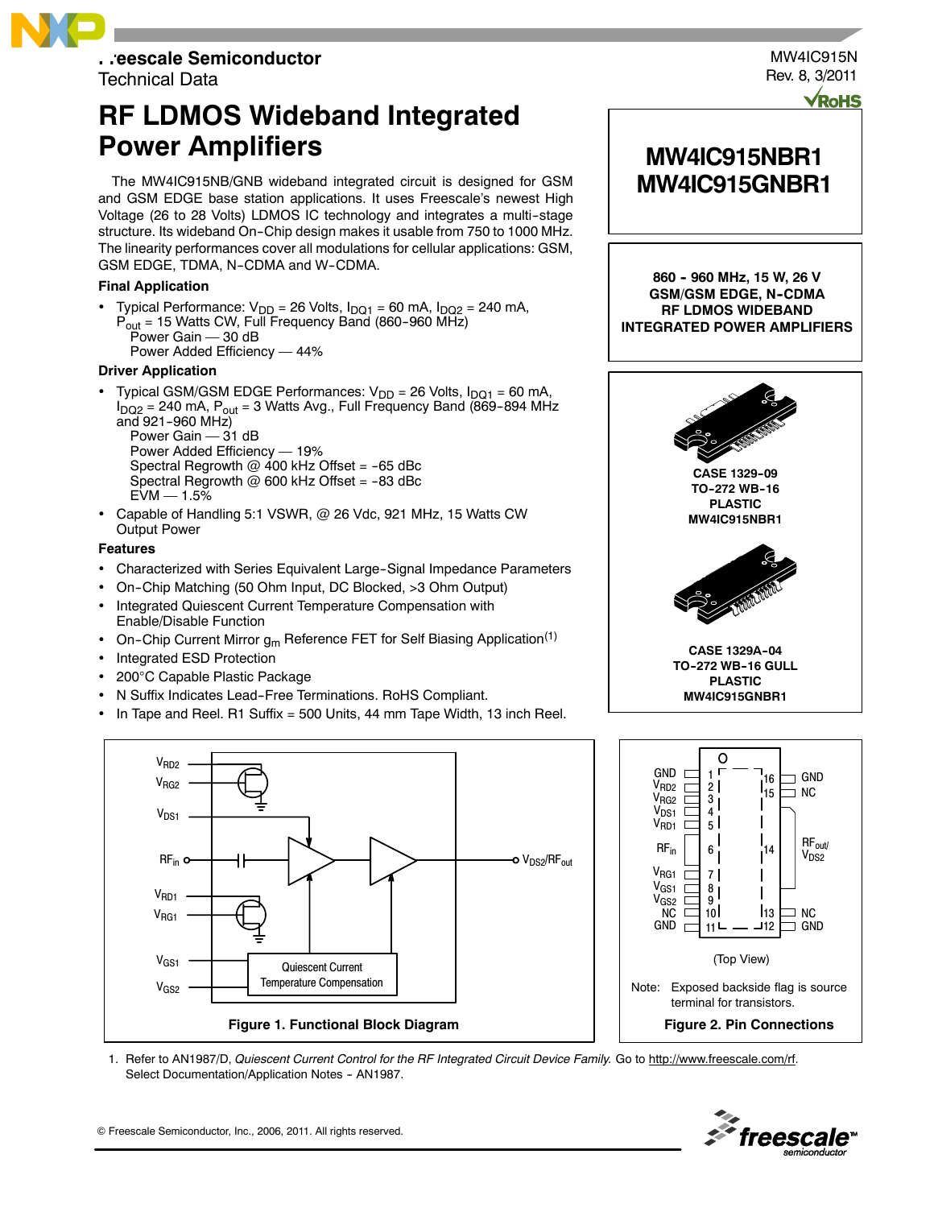Freescale Semiconductor
Technical Data

MW4IC915N
Rev. 8, 3/2011

# RF LDMOS Wideband Integrated Power Amplifiers

**MW4IC915NBR1**
**MW4IC915GNBR1**

**860 - 960 MHz, 15 W, 26 V**
**GSM/GSM EDGE, N-CDMA**
**RF LDMOS WIDEBAND**
**INTEGRATED POWER AMPLIFIERS**

The MW4IC915NB/GNB wideband integrated circuit is designed for GSM and GSM EDGE base station applications. It uses Freescale's newest High Voltage (26 to 28 Volts) LDMOS IC technology and integrates a multi-stage structure. Its wideband On-Chip design makes it usable from 750 to 1000 MHz. The linearity performances cover all modulations for cellular applications: GSM, GSM EDGE, TDMA, N-CDMA and W-CDMA.

### Final Application

- Typical Performance: $V_{DD}$ = 26 Volts, $I_{DQ1}$ = 60 mA, $I_{DQ2}$ = 240 mA, $P_{out}$ = 15 Watts CW, Full Frequency Band (860-960 MHz)
  Power Gain — 30 dB
  Power Added Efficiency — 44%

### Driver Application

- Typical GSM/GSM EDGE Performances: $V_{DD}$ = 26 Volts, $I_{DQ1}$ = 60 mA, $I_{DQ2}$ = 240 mA, $P_{out}$ = 3 Watts Avg., Full Frequency Band (869-894 MHz and 921-960 MHz)
  Power Gain — 31 dB
  Power Added Efficiency — 19%
  Spectral Regrowth @ 400 kHz Offset = -65 dBc
  Spectral Regrowth @ 600 kHz Offset = -83 dBc
  EVM — 1.5%
- Capable of Handling 5:1 VSWR, @ 26 Vdc, 921 MHz, 15 Watts CW Output Power

### Features

- Characterized with Series Equivalent Large-Signal Impedance Parameters
- On-Chip Matching (50 Ohm Input, DC Blocked, >3 Ohm Output)
- Integrated Quiescent Current Temperature Compensation with Enable/Disable Function
- On-Chip Current Mirror $g_m$ Reference FET for Self Biasing Application[1]
- Integrated ESD Protection
- 200°C Capable Plastic Package
- N Suffix Indicates Lead-Free Terminations. RoHS Compliant.
- In Tape and Reel. R1 Suffix = 500 Units, 44 mm Tape Width, 13 inch Reel.

**CASE 1329-09**
**TO-272 WB-16**
**PLASTIC**
**MW4IC915NBR1**

**CASE 1329A-04**
**TO-272 WB-16 GULL**
**PLASTIC**
**MW4IC915GNBR1**

$V_{RD2}$, $V_{RG2}$, $V_{DS1}$, $RF_{in}$, $V_{RD1}$, $V_{RG1}$, $V_{GS1}$, $V_{GS2}$, $V_{DS2}/RF_{out}$, Quiescent Current Temperature Compensation

**Figure 1. Functional Block Diagram**

| Pin | Function | Pin | Function |
|---|---|---|---|
| 1 | GND | 16 | GND |
| 2 | $V_{RD2}$ | 15 | NC |
| 3 | $V_{RG2}$ | 14 | $RF_{out}/V_{DS2}$ |
| 4 | $V_{DS1}$ | 13 | NC |
| 5 | $V_{RD1}$ | 12 | GND |
| 6 | $RF_{in}$ | | |
| 7 | $V_{RG1}$ | | |
| 8 | $V_{GS1}$ | | |
| 9 | $V_{GS2}$ | | |
| 10 | NC | | |
| 11 | GND | | |

(Top View)

Note: Exposed backside flag is source terminal for transistors.

**Figure 2. Pin Connections**

1. Refer to AN1987/D, *Quiescent Current Control for the RF Integrated Circuit Device Family.* Go to http://www.freescale.com/rf. Select Documentation/Application Notes - AN1987.

© Freescale Semiconductor, Inc., 2006, 2011. All rights reserved.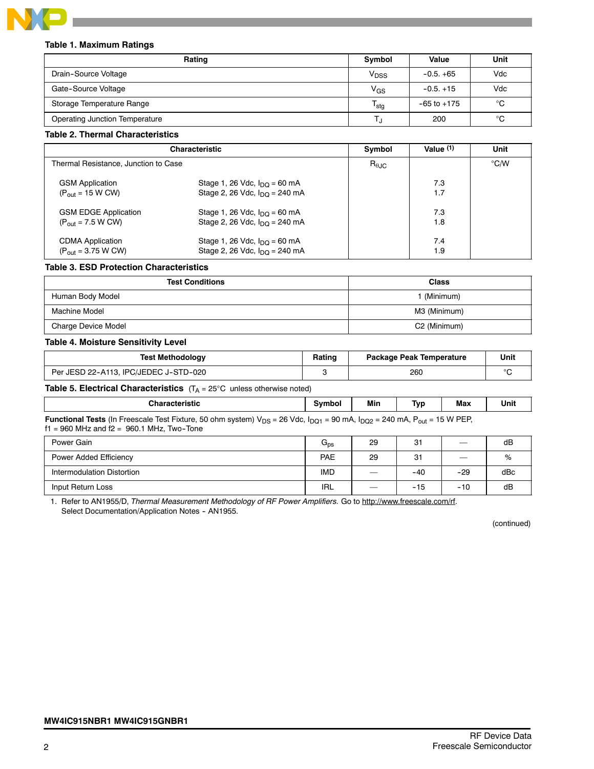### Table 1. Maximum Ratings

| Rating | Symbol | Value | Unit |
|---|---|---|---|
| Drain-Source Voltage | $V_{DSS}$ | -0.5. +65 | Vdc |
| Gate-Source Voltage | $V_{GS}$ | -0.5. +15 | Vdc |
| Storage Temperature Range | $T_{stg}$ | -65 to +175 | °C |
| Operating Junction Temperature | $T_J$ | 200 | °C |

### Table 2. Thermal Characteristics

| Characteristic | | Symbol | Value [1] | Unit |
|---|---|---|---|---|
| Thermal Resistance, Junction to Case | | $R_{\theta JC}$ | | °C/W |
| GSM Application ($P_{out}$ = 15 W CW) | Stage 1, 26 Vdc, $I_{DQ}$ = 60 mA | | 7.3 | |
| | Stage 2, 26 Vdc, $I_{DQ}$ = 240 mA | | 1.7 | |
| GSM EDGE Application ($P_{out}$ = 7.5 W CW) | Stage 1, 26 Vdc, $I_{DQ}$ = 60 mA | | 7.3 | |
| | Stage 2, 26 Vdc, $I_{DQ}$ = 240 mA | | 1.8 | |
| CDMA Application ($P_{out}$ = 3.75 W CW) | Stage 1, 26 Vdc, $I_{DQ}$ = 60 mA | | 7.4 | |
| | Stage 2, 26 Vdc, $I_{DQ}$ = 240 mA | | 1.9 | |

### Table 3. ESD Protection Characteristics

| Test Conditions | Class |
|---|---|
| Human Body Model | 1 (Minimum) |
| Machine Model | M3 (Minimum) |
| Charge Device Model | C2 (Minimum) |

### Table 4. Moisture Sensitivity Level

| Test Methodology | Rating | Package Peak Temperature | Unit |
|---|---|---|---|
| Per JESD 22-A113, IPC/JEDEC J-STD-020 | 3 | 260 | °C |

### Table 5. Electrical Characteristics ($T_A$ = 25°C unless otherwise noted)

| Characteristic | Symbol | Min | Typ | Max | Unit |
|---|---|---|---|---|---|
| **Functional Tests** (In Freescale Test Fixture, 50 ohm system) $V_{DS}$ = 26 Vdc, $I_{DQ1}$ = 90 mA, $I_{DQ2}$ = 240 mA, $P_{out}$ = 15 W PEP, f1 = 960 MHz and f2 = 960.1 MHz, Two-Tone | | | | | |
| Power Gain | $G_{ps}$ | 29 | 31 | — | dB |
| Power Added Efficiency | PAE | 29 | 31 | — | % |
| Intermodulation Distortion | IMD | — | -40 | -29 | dBc |
| Input Return Loss | IRL | — | -15 | -10 | dB |

1. Refer to AN1955/D, *Thermal Measurement Methodology of RF Power Amplifiers.* Go to http://www.freescale.com/rf. Select Documentation/Application Notes - AN1955.

(continued)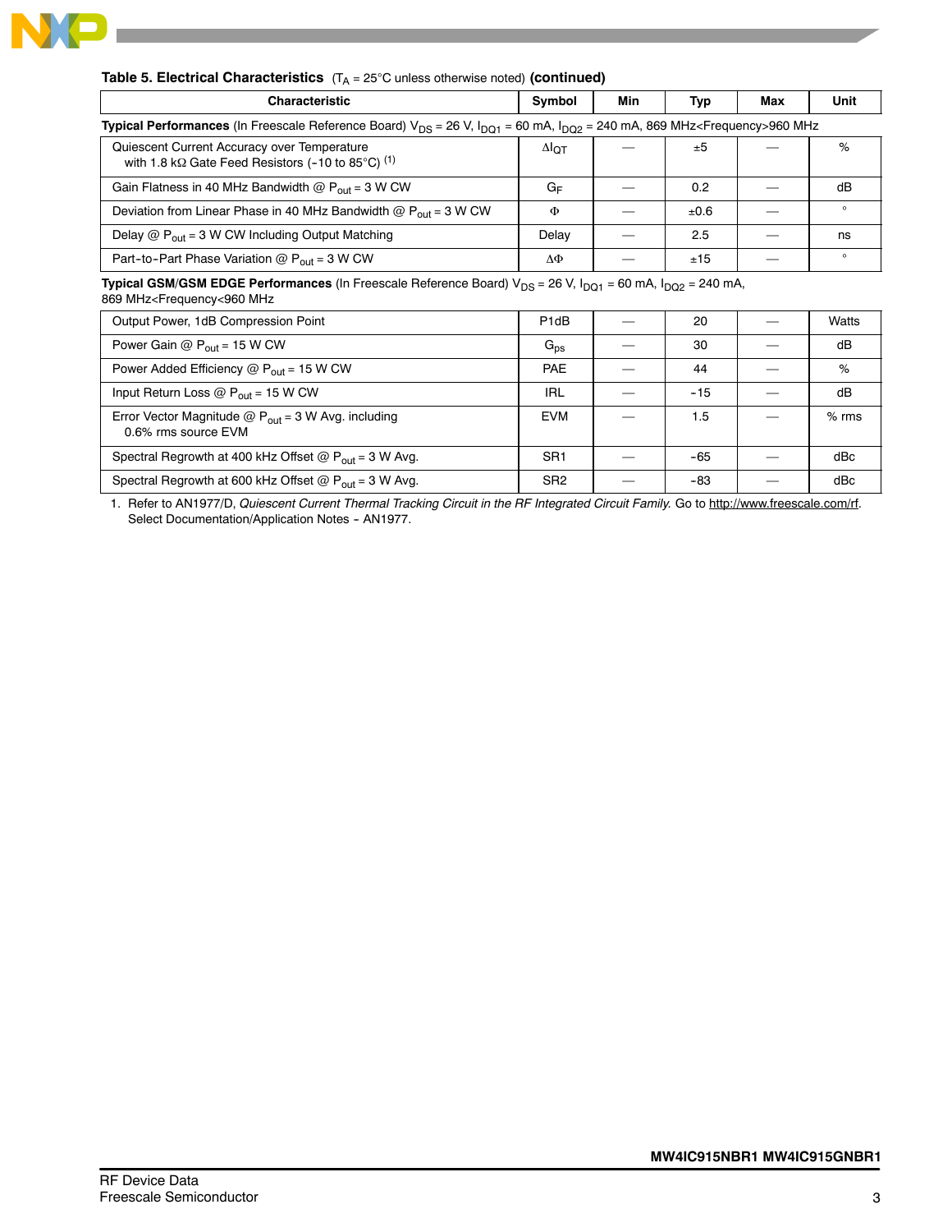**Table 5. Electrical Characteristics** ($T_A$ = 25°C unless otherwise noted) **(continued)**

| Characteristic | Symbol | Min | Typ | Max | Unit |
|---|---|---|---|---|---|
| **Typical Performances** (In Freescale Reference Board) $V_{DS}$ = 26 V, $I_{DQ1}$ = 60 mA, $I_{DQ2}$ = 240 mA, 869 MHz<Frequency>960 MHz | | | | | |
| Quiescent Current Accuracy over Temperature with 1.8 kΩ Gate Feed Resistors (-10 to 85°C) [(1)] | $\Delta I_{QT}$ | — | ±5 | — | % |
| Gain Flatness in 40 MHz Bandwidth @ $P_{out}$ = 3 W CW | $G_F$ | — | 0.2 | — | dB |
| Deviation from Linear Phase in 40 MHz Bandwidth @ $P_{out}$ = 3 W CW | $\Phi$ | — | ±0.6 | — | ° |
| Delay @ $P_{out}$ = 3 W CW Including Output Matching | Delay | — | 2.5 | — | ns |
| Part-to-Part Phase Variation @ $P_{out}$ = 3 W CW | $\Delta\Phi$ | — | ±15 | — | ° |
| **Typical GSM/GSM EDGE Performances** (In Freescale Reference Board) $V_{DS}$ = 26 V, $I_{DQ1}$ = 60 mA, $I_{DQ2}$ = 240 mA, 869 MHz<Frequency<960 MHz | | | | | |
| Output Power, 1dB Compression Point | P1dB | — | 20 | — | Watts |
| Power Gain @ $P_{out}$ = 15 W CW | $G_{ps}$ | — | 30 | — | dB |
| Power Added Efficiency @ $P_{out}$ = 15 W CW | PAE | — | 44 | — | % |
| Input Return Loss @ $P_{out}$ = 15 W CW | IRL | — | -15 | — | dB |
| Error Vector Magnitude @ $P_{out}$ = 3 W Avg. including 0.6% rms source EVM | EVM | — | 1.5 | — | % rms |
| Spectral Regrowth at 400 kHz Offset @ $P_{out}$ = 3 W Avg. | SR1 | — | -65 | — | dBc |
| Spectral Regrowth at 600 kHz Offset @ $P_{out}$ = 3 W Avg. | SR2 | — | -83 | — | dBc |

1. Refer to AN1977/D, *Quiescent Current Thermal Tracking Circuit in the RF Integrated Circuit Family.* Go to http://www.freescale.com/rf. Select Documentation/Application Notes - AN1977.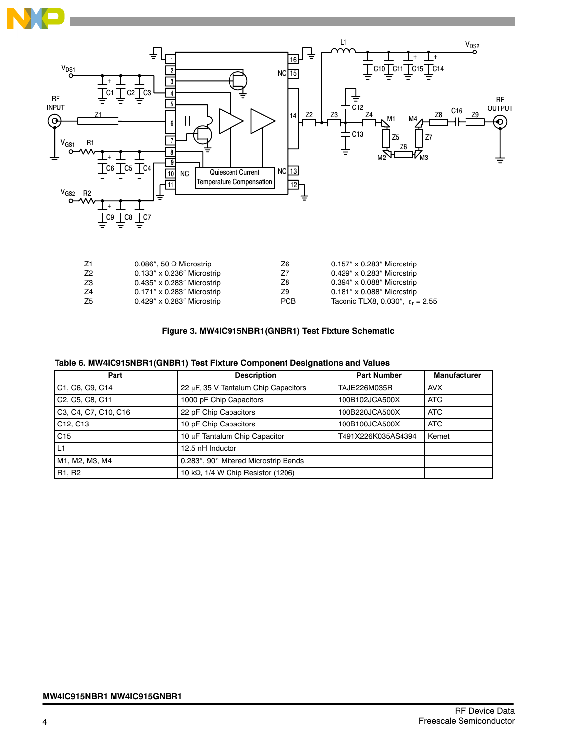| | | | |
|---|---|---|---|
| Z1 | 0.086″, 50 Ω Microstrip | Z6 | 0.157″ x 0.283″ Microstrip |
| Z2 | 0.133″ x 0.236″ Microstrip | Z7 | 0.429″ x 0.283″ Microstrip |
| Z3 | 0.435″ x 0.283″ Microstrip | Z8 | 0.394″ x 0.088″ Microstrip |
| Z4 | 0.171″ x 0.283″ Microstrip | Z9 | 0.181″ x 0.088″ Microstrip |
| Z5 | 0.429″ x 0.283″ Microstrip | PCB | Taconic TLX8, 0.030″, $\varepsilon_r$ = 2.55 |

**Figure 3. MW4IC915NBR1(GNBR1) Test Fixture Schematic**

**Table 6. MW4IC915NBR1(GNBR1) Test Fixture Component Designations and Values**

| Part | Description | Part Number | Manufacturer |
|---|---|---|---|
| C1, C6, C9, C14 | 22 μF, 35 V Tantalum Chip Capacitors | TAJE226M035R | AVX |
| C2, C5, C8, C11 | 1000 pF Chip Capacitors | 100B102JCA500X | ATC |
| C3, C4, C7, C10, C16 | 22 pF Chip Capacitors | 100B220JCA500X | ATC |
| C12, C13 | 10 pF Chip Capacitors | 100B100JCA500X | ATC |
| C15 | 10 μF Tantalum Chip Capacitor | T491X226K035AS4394 | Kemet |
| L1 | 12.5 nH Inductor | | |
| M1, M2, M3, M4 | 0.283″, 90° Mitered Microstrip Bends | | |
| R1, R2 | 10 kΩ, 1/4 W Chip Resistor (1206) | | |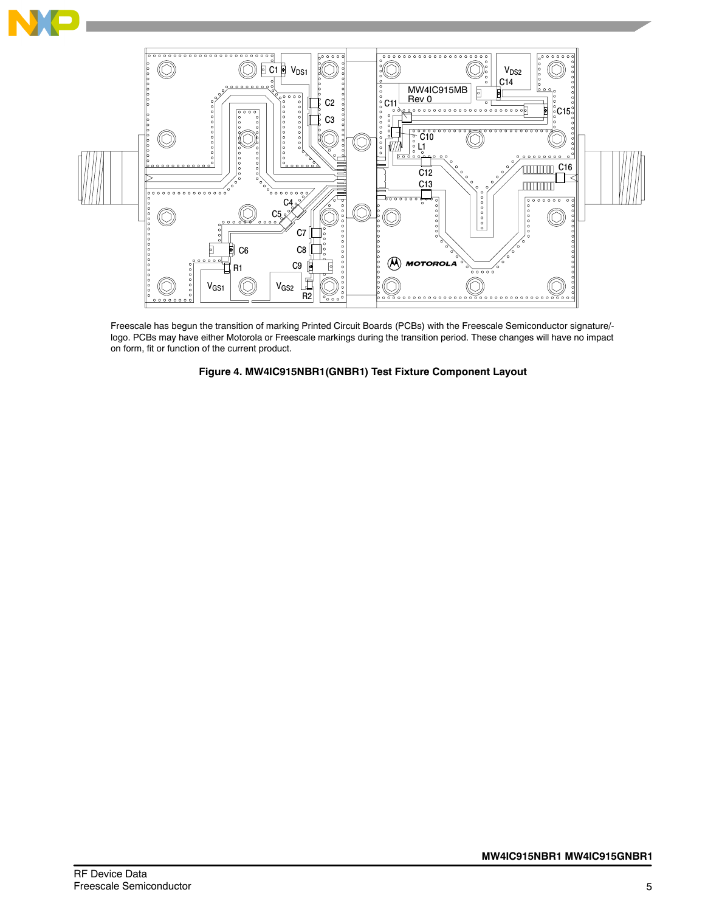Freescale has begun the transition of marking Printed Circuit Boards (PCBs) with the Freescale Semiconductor signature/-logo. PCBs may have either Motorola or Freescale markings during the transition period. These changes will have no impact on form, fit or function of the current product.

**Figure 4. MW4IC915NBR1(GNBR1) Test Fixture Component Layout**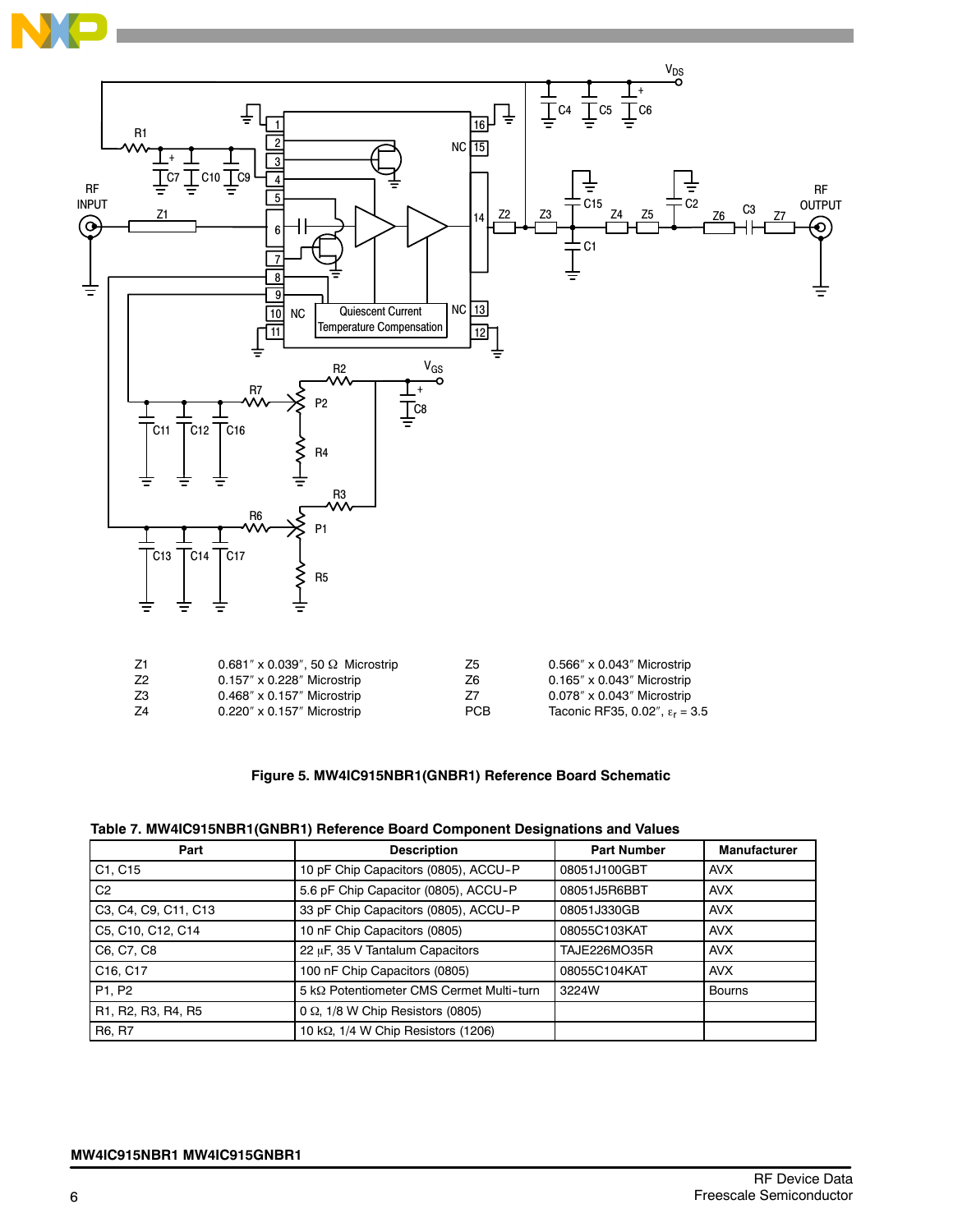| | | | |
|---|---|---|---|
| Z1 | 0.681″ x 0.039″, 50 Ω Microstrip | Z5 | 0.566″ x 0.043″ Microstrip |
| Z2 | 0.157″ x 0.228″ Microstrip | Z6 | 0.165″ x 0.043″ Microstrip |
| Z3 | 0.468″ x 0.157″ Microstrip | Z7 | 0.078″ x 0.043″ Microstrip |
| Z4 | 0.220″ x 0.157″ Microstrip | PCB | Taconic RF35, 0.02″, $\varepsilon_r$ = 3.5 |

**Figure 5. MW4IC915NBR1(GNBR1) Reference Board Schematic**

**Table 7. MW4IC915NBR1(GNBR1) Reference Board Component Designations and Values**

| Part | Description | Part Number | Manufacturer |
|---|---|---|---|
| C1, C15 | 10 pF Chip Capacitors (0805), ACCU-P | 08051J100GBT | AVX |
| C2 | 5.6 pF Chip Capacitor (0805), ACCU-P | 08051J5R6BBT | AVX |
| C3, C4, C9, C11, C13 | 33 pF Chip Capacitors (0805), ACCU-P | 08051J330GB | AVX |
| C5, C10, C12, C14 | 10 nF Chip Capacitors (0805) | 08055C103KAT | AVX |
| C6, C7, C8 | 22 μF, 35 V Tantalum Capacitors | TAJE226MO35R | AVX |
| C16, C17 | 100 nF Chip Capacitors (0805) | 08055C104KAT | AVX |
| P1, P2 | 5 kΩ Potentiometer CMS Cermet Multi-turn | 3224W | Bourns |
| R1, R2, R3, R4, R5 | 0 Ω, 1/8 W Chip Resistors (0805) | | |
| R6, R7 | 10 kΩ, 1/4 W Chip Resistors (1206) | | |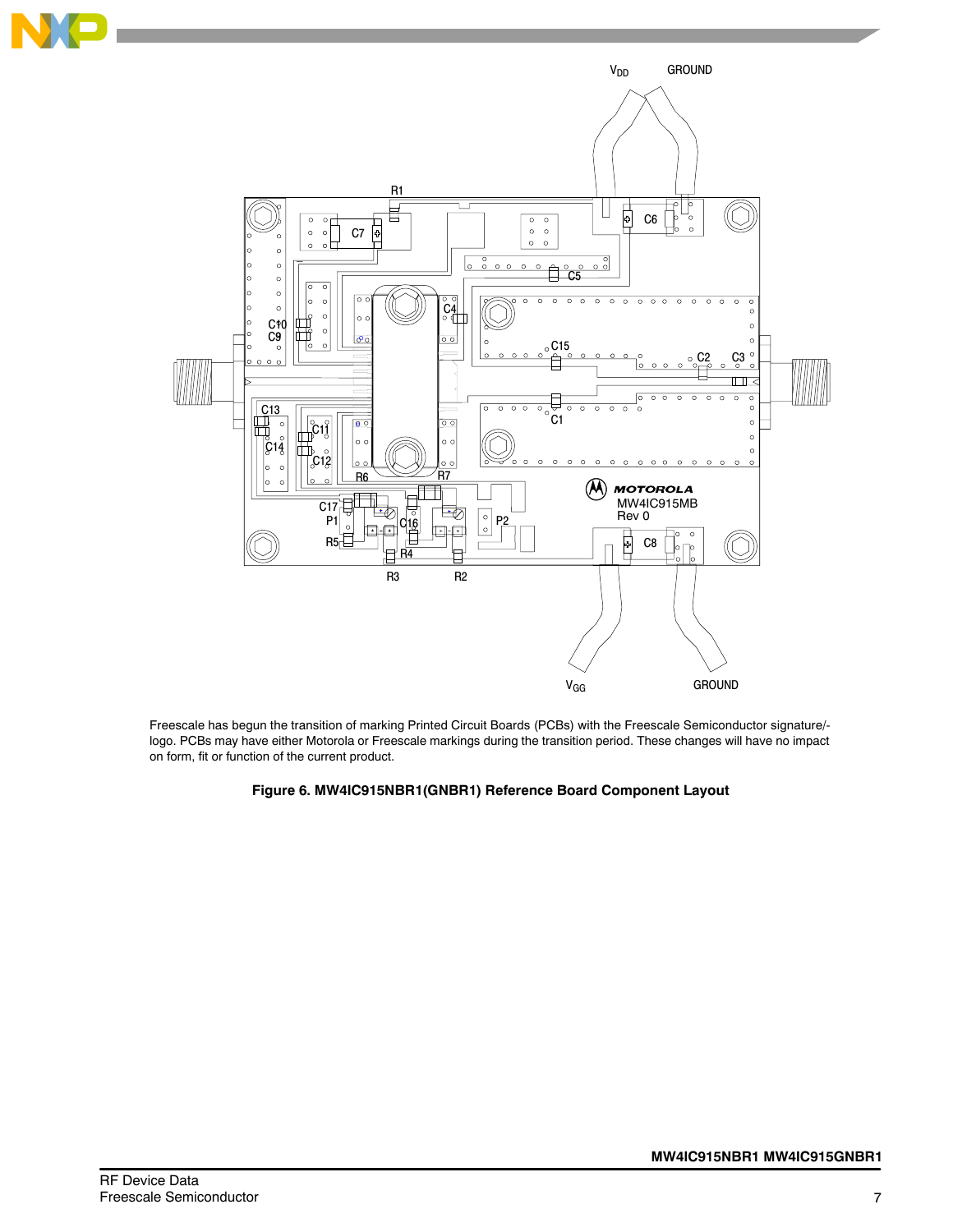Freescale has begun the transition of marking Printed Circuit Boards (PCBs) with the Freescale Semiconductor signature/-logo. PCBs may have either Motorola or Freescale markings during the transition period. These changes will have no impact on form, fit or function of the current product.

**Figure 6. MW4IC915NBR1(GNBR1) Reference Board Component Layout**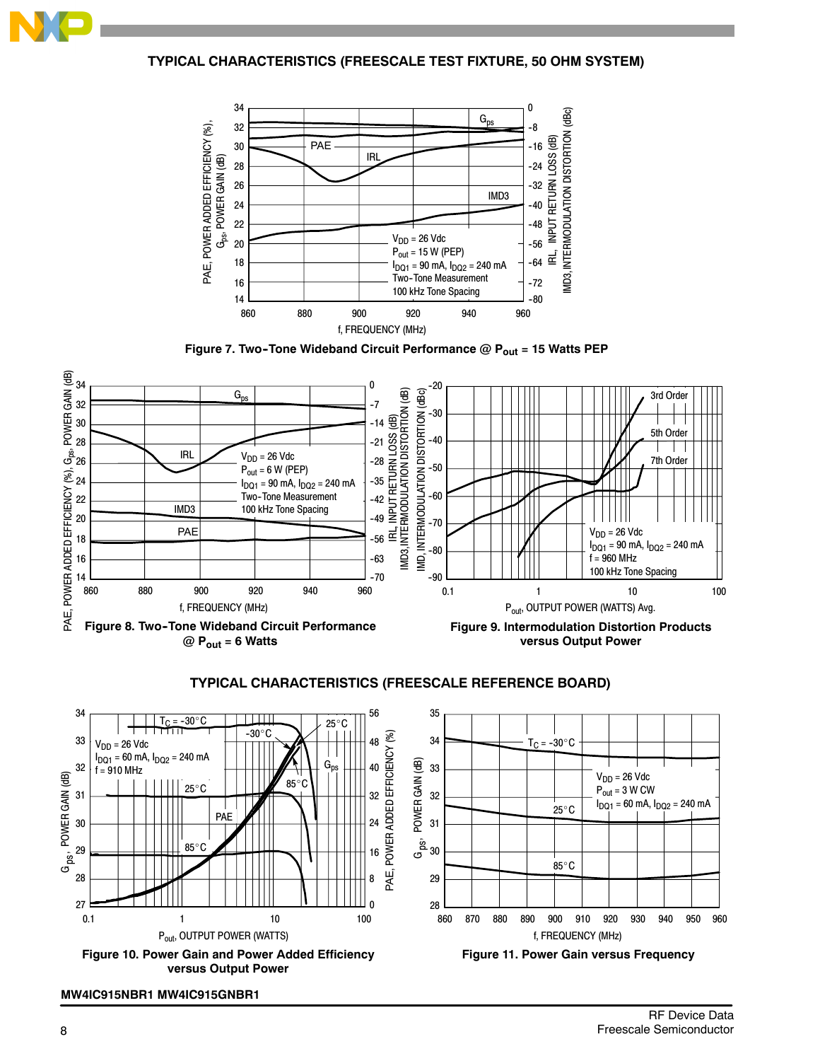## TYPICAL CHARACTERISTICS (FREESCALE TEST FIXTURE, 50 OHM SYSTEM)

**Figure 7. Two-Tone Wideband Circuit Performance @ $P_{out}$ = 15 Watts PEP**

**Figure 8. Two-Tone Wideband Circuit Performance @ $P_{out}$ = 6 Watts**

**Figure 9. Intermodulation Distortion Products versus Output Power**

## TYPICAL CHARACTERISTICS (FREESCALE REFERENCE BOARD)

**Figure 10. Power Gain and Power Added Efficiency versus Output Power**

**Figure 11. Power Gain versus Frequency**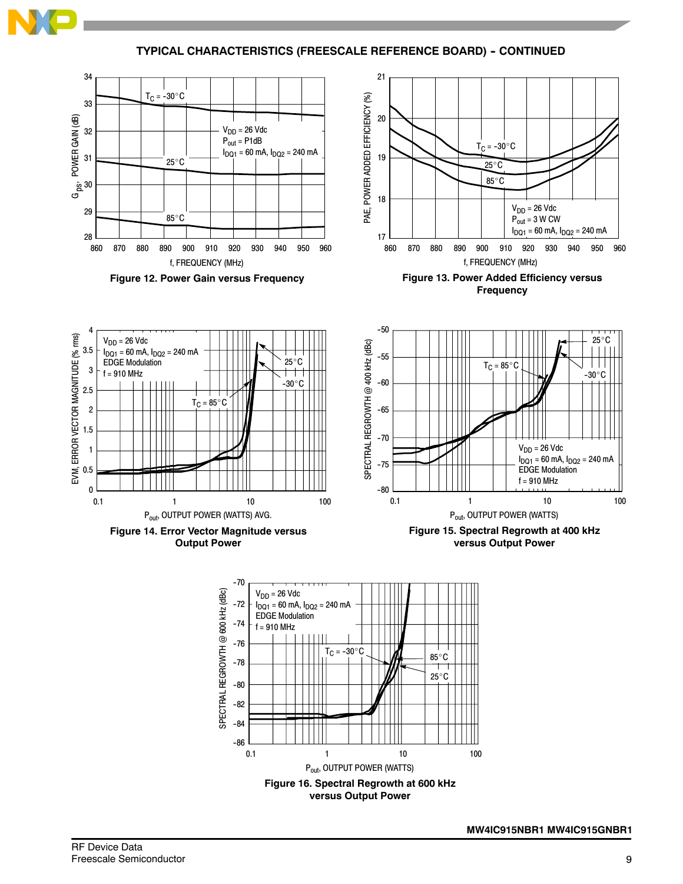## TYPICAL CHARACTERISTICS (FREESCALE REFERENCE BOARD) - CONTINUED

Figure 12. Power Gain versus Frequency

Figure 13. Power Added Efficiency versus Frequency

Figure 14. Error Vector Magnitude versus Output Power

Figure 15. Spectral Regrowth at 400 kHz versus Output Power

Figure 16. Spectral Regrowth at 600 kHz versus Output Power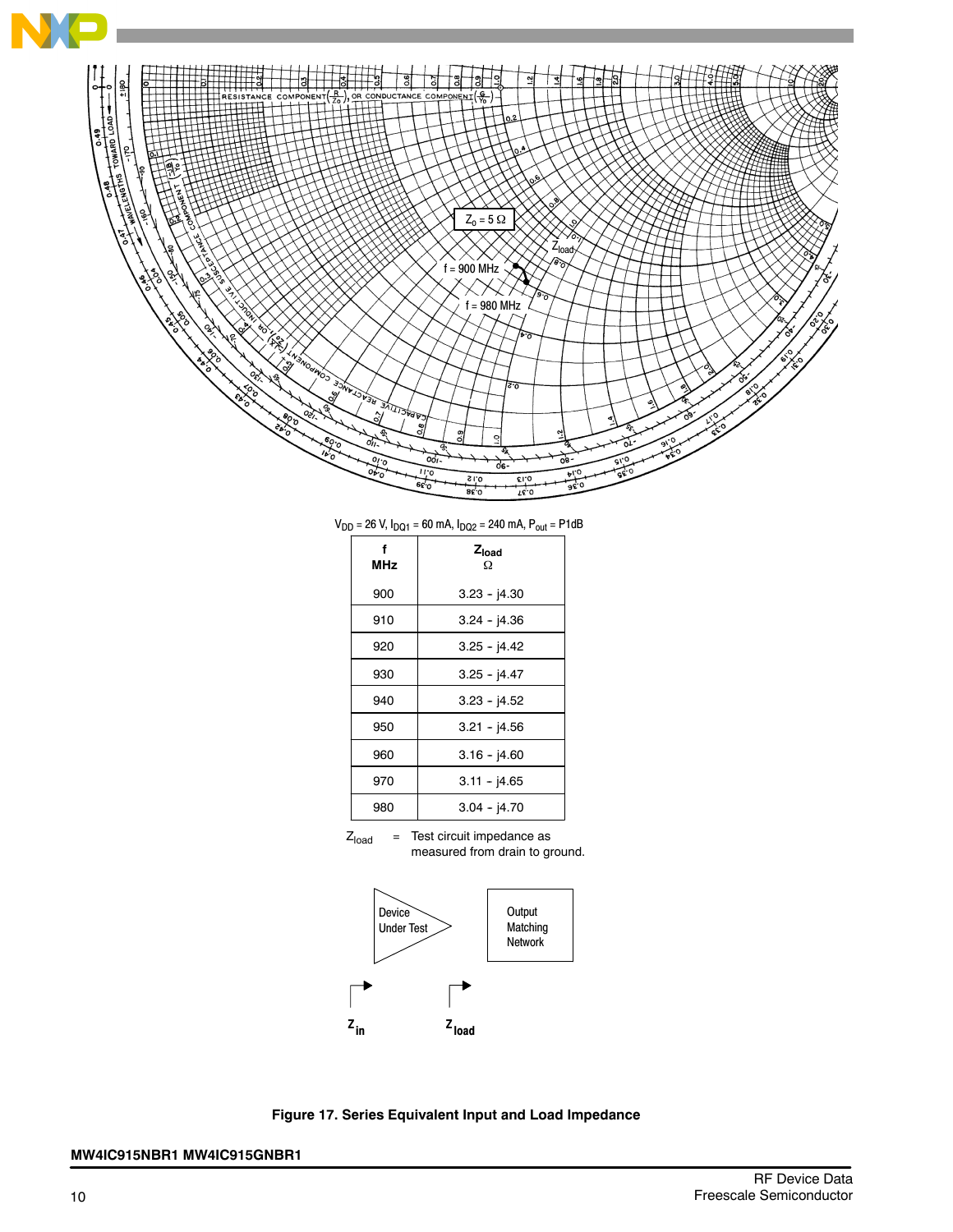$Z_o = 5\ \Omega$

$Z_{load}$

f = 900 MHz

f = 980 MHz

$V_{DD}$ = 26 V, $I_{DQ1}$ = 60 mA, $I_{DQ2}$ = 240 mA, $P_{out}$ = P1dB

| f MHz | $Z_{load}$ Ω |
|---|---|
| 900 | 3.23 - j4.30 |
| 910 | 3.24 - j4.36 |
| 920 | 3.25 - j4.42 |
| 930 | 3.25 - j4.47 |
| 940 | 3.23 - j4.52 |
| 950 | 3.21 - j4.56 |
| 960 | 3.16 - j4.60 |
| 970 | 3.11 - j4.65 |
| 980 | 3.04 - j4.70 |

$Z_{load}$ = Test circuit impedance as measured from drain to ground.

Device Under Test

Output Matching Network

$Z_{in}$ $Z_{load}$

**Figure 17. Series Equivalent Input and Load Impedance**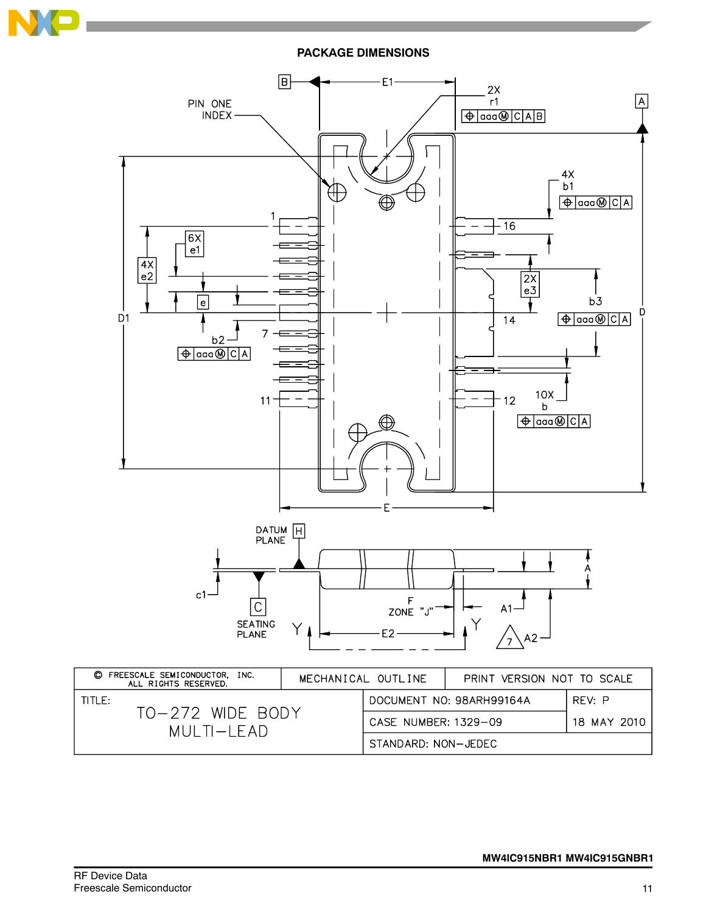## PACKAGE DIMENSIONS

| © FREESCALE SEMICONDUCTOR, INC. ALL RIGHTS RESERVED. | MECHANICAL OUTLINE | | PRINT VERSION NOT TO SCALE |
|---|---|---|---|
| TITLE: TO−272 WIDE BODY MULTI−LEAD | DOCUMENT NO: 98ARH99164A | | REV: P |
| | CASE NUMBER: 1329−09 | | 18 MAY 2010 |
| | STANDARD: NON−JEDEC | | |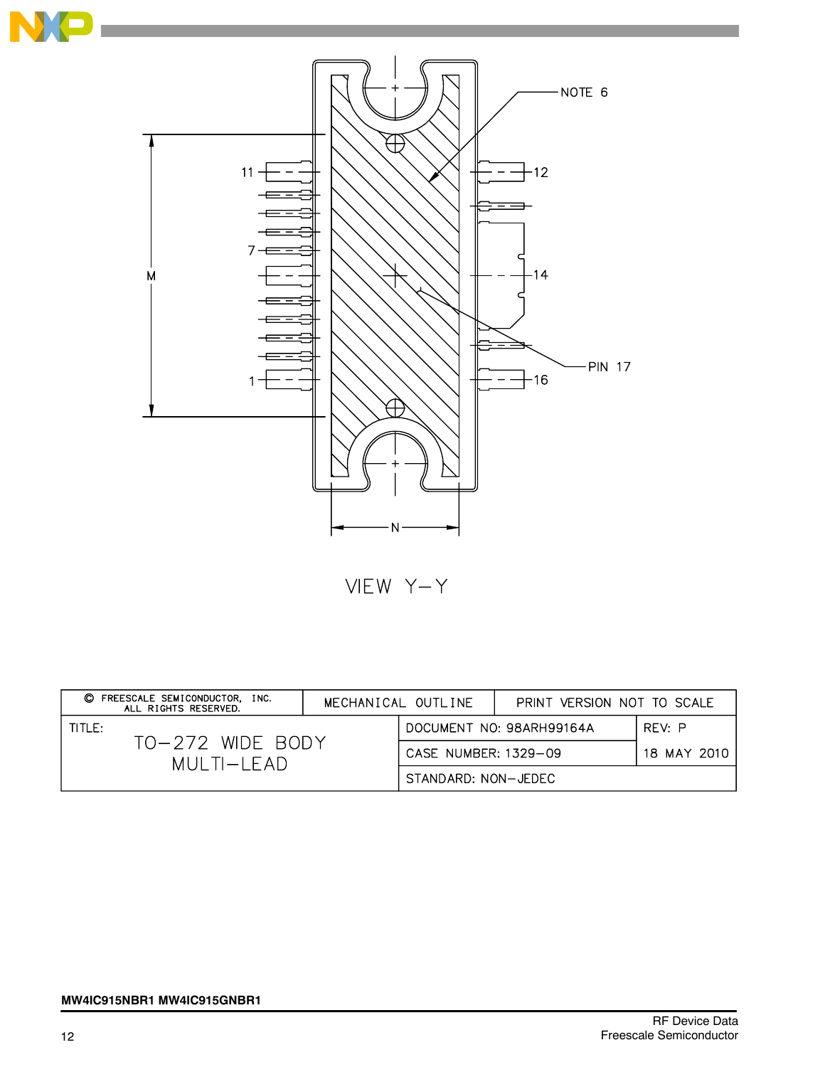VIEW Y–Y

| © FREESCALE SEMICONDUCTOR, INC. ALL RIGHTS RESERVED. | MECHANICAL OUTLINE | PRINT VERSION NOT TO SCALE | |
|---|---|---|---|
| TITLE: TO–272 WIDE BODY MULTI–LEAD | | DOCUMENT NO: 98ARH99164A | REV: P |
| | | CASE NUMBER: 1329–09 | 18 MAY 2010 |
| | | STANDARD: NON–JEDEC | |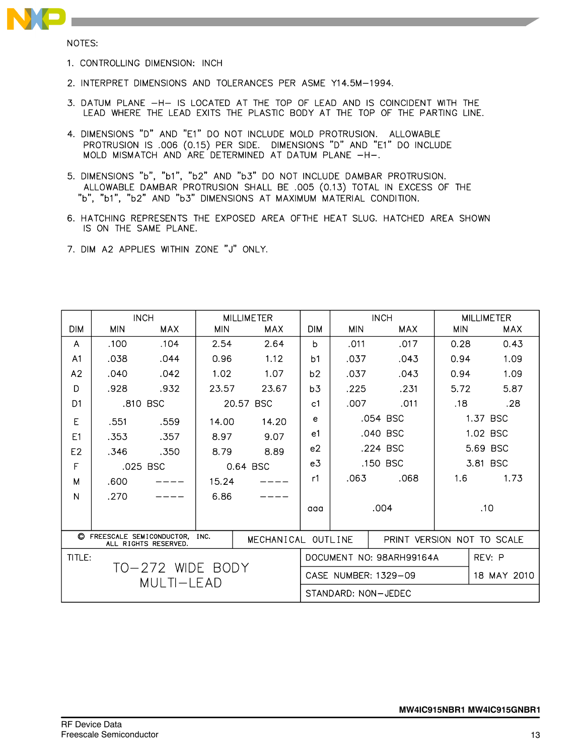NOTES:

1. CONTROLLING DIMENSION: INCH
2. INTERPRET DIMENSIONS AND TOLERANCES PER ASME Y14.5M−1994.
3. DATUM PLANE −H− IS LOCATED AT THE TOP OF LEAD AND IS COINCIDENT WITH THE LEAD WHERE THE LEAD EXITS THE PLASTIC BODY AT THE TOP OF THE PARTING LINE.
4. DIMENSIONS "D" AND "E1" DO NOT INCLUDE MOLD PROTRUSION. ALLOWABLE PROTRUSION IS .006 (0.15) PER SIDE. DIMENSIONS "D" AND "E1" DO INCLUDE MOLD MISMATCH AND ARE DETERMINED AT DATUM PLANE −H−.
5. DIMENSIONS "b", "b1", "b2" AND "b3" DO NOT INCLUDE DAMBAR PROTRUSION. ALLOWABLE DAMBAR PROTRUSION SHALL BE .005 (0.13) TOTAL IN EXCESS OF THE "b", "b1", "b2" AND "b3" DIMENSIONS AT MAXIMUM MATERIAL CONDITION.
6. HATCHING REPRESENTS THE EXPOSED AREA OFTHE HEAT SLUG. HATCHED AREA SHOWN IS ON THE SAME PLANE.
7. DIM A2 APPLIES WITHIN ZONE "J" ONLY.

| DIM | INCH MIN | INCH MAX | MILLIMETER MIN | MILLIMETER MAX | DIM | INCH MIN | INCH MAX | MILLIMETER MIN | MILLIMETER MAX |
|---|---|---|---|---|---|---|---|---|---|
| A | .100 | .104 | 2.54 | 2.64 | b | .011 | .017 | 0.28 | 0.43 |
| A1 | .038 | .044 | 0.96 | 1.12 | b1 | .037 | .043 | 0.94 | 1.09 |
| A2 | .040 | .042 | 1.02 | 1.07 | b2 | .037 | .043 | 0.94 | 1.09 |
| D | .928 | .932 | 23.57 | 23.67 | b3 | .225 | .231 | 5.72 | 5.87 |
| D1 | .810 BSC | | 20.57 BSC | | c1 | .007 | .011 | .18 | .28 |
| E | .551 | .559 | 14.00 | 14.20 | e | .054 BSC | | 1.37 BSC | |
| E1 | .353 | .357 | 8.97 | 9.07 | e1 | .040 BSC | | 1.02 BSC | |
| E2 | .346 | .350 | 8.79 | 8.89 | e2 | .224 BSC | | 5.69 BSC | |
| F | .025 BSC | | 0.64 BSC | | e3 | .150 BSC | | 3.81 BSC | |
| M | .600 | ---- | 15.24 | ---- | r1 | .063 | .068 | 1.6 | 1.73 |
| N | .270 | ---- | 6.86 | ---- | | | | | |
| | | | | | aaa | .004 | | .10 | |

| © FREESCALE SEMICONDUCTOR, INC. ALL RIGHTS RESERVED. | MECHANICAL OUTLINE | PRINT VERSION NOT TO SCALE |
|---|---|---|
| TITLE: TO−272 WIDE BODY MULTI−LEAD | DOCUMENT NO: 98ARH99164A | REV: P |
| | CASE NUMBER: 1329−09 | 18 MAY 2010 |
| | STANDARD: NON−JEDEC | |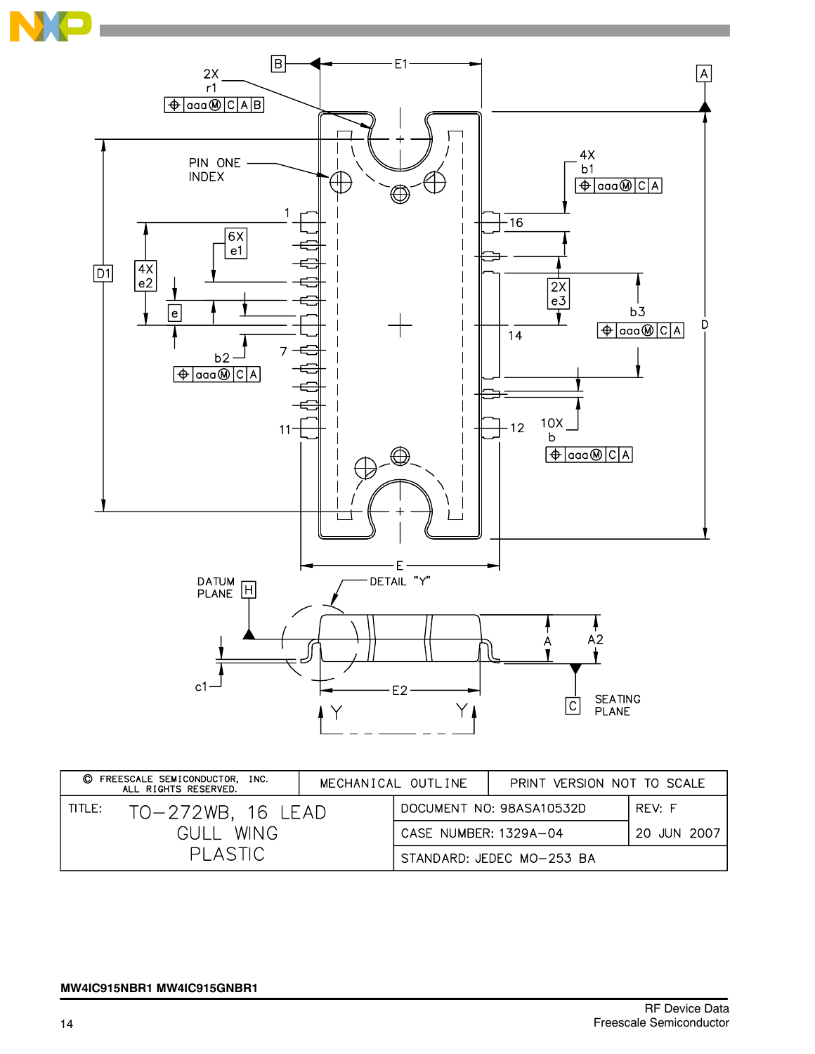| © FREESCALE SEMICONDUCTOR, INC. ALL RIGHTS RESERVED. | MECHANICAL OUTLINE | | PRINT VERSION NOT TO SCALE |
|---|---|---|---|
| TITLE: TO–272WB, 16 LEAD GULL WING PLASTIC | DOCUMENT NO: 98ASA10532D | | REV: F |
| | CASE NUMBER: 1329A–04 | | 20 JUN 2007 |
| | STANDARD: JEDEC MO–253 BA | | |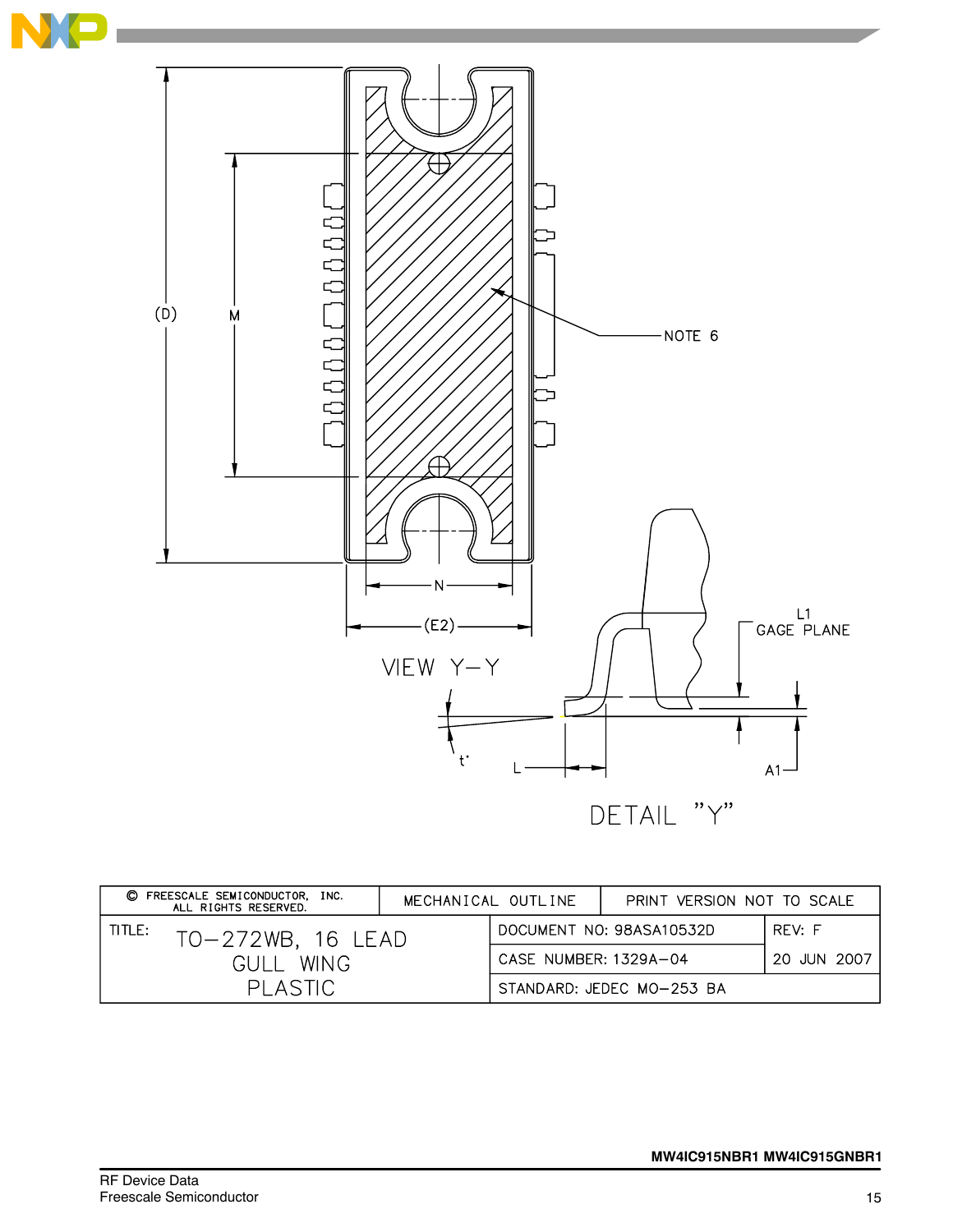VIEW Y–Y

DETAIL "Y"

| © FREESCALE SEMICONDUCTOR, INC. ALL RIGHTS RESERVED. | MECHANICAL OUTLINE | PRINT VERSION NOT TO SCALE |
|---|---|---|
| TITLE: TO–272WB, 16 LEAD GULL WING PLASTIC | DOCUMENT NO: 98ASA10532D | REV: F |
| | CASE NUMBER: 1329A–04 | 20 JUN 2007 |
| | STANDARD: JEDEC MO–253 BA | |

**MW4IC915NBR1 MW4IC915GNBR1**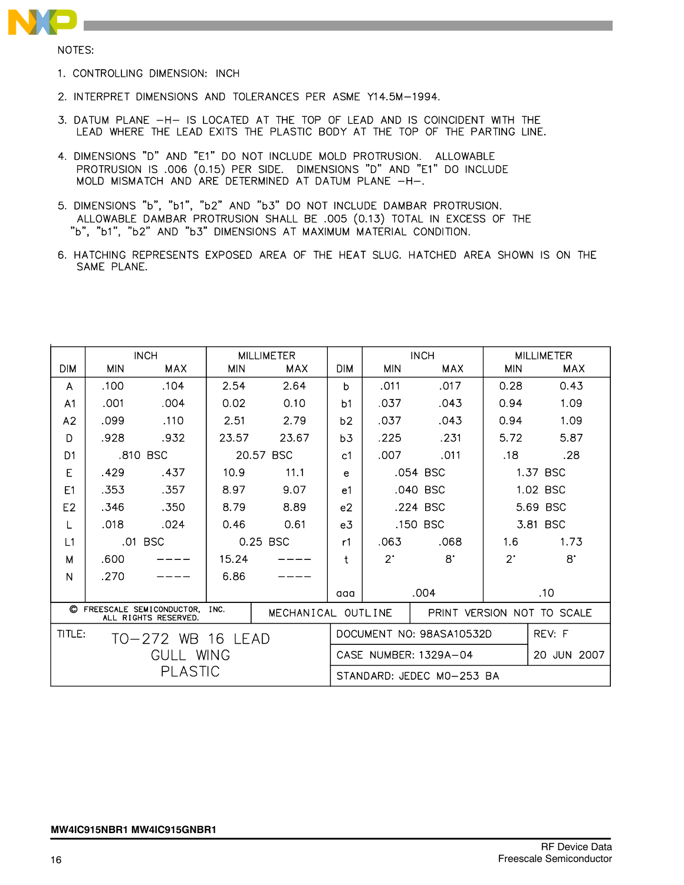NOTES:

1. CONTROLLING DIMENSION: INCH
2. INTERPRET DIMENSIONS AND TOLERANCES PER ASME Y14.5M–1994.
3. DATUM PLANE –H– IS LOCATED AT THE TOP OF LEAD AND IS COINCIDENT WITH THE LEAD WHERE THE LEAD EXITS THE PLASTIC BODY AT THE TOP OF THE PARTING LINE.
4. DIMENSIONS "D" AND "E1" DO NOT INCLUDE MOLD PROTRUSION. ALLOWABLE PROTRUSION IS .006 (0.15) PER SIDE. DIMENSIONS "D" AND "E1" DO INCLUDE MOLD MISMATCH AND ARE DETERMINED AT DATUM PLANE –H–.
5. DIMENSIONS "b", "b1", "b2" AND "b3" DO NOT INCLUDE DAMBAR PROTRUSION. ALLOWABLE DAMBAR PROTRUSION SHALL BE .005 (0.13) TOTAL IN EXCESS OF THE "b", "b1", "b2" AND "b3" DIMENSIONS AT MAXIMUM MATERIAL CONDITION.
6. HATCHING REPRESENTS EXPOSED AREA OF THE HEAT SLUG. HATCHED AREA SHOWN IS ON THE SAME PLANE.

| DIM | INCH MIN | INCH MAX | MILLIMETER MIN | MILLIMETER MAX | DIM | INCH MIN | INCH MAX | MILLIMETER MIN | MILLIMETER MAX |
|---|---|---|---|---|---|---|---|---|---|
| A | .100 | .104 | 2.54 | 2.64 | b | .011 | .017 | 0.28 | 0.43 |
| A1 | .001 | .004 | 0.02 | 0.10 | b1 | .037 | .043 | 0.94 | 1.09 |
| A2 | .099 | .110 | 2.51 | 2.79 | b2 | .037 | .043 | 0.94 | 1.09 |
| D | .928 | .932 | 23.57 | 23.67 | b3 | .225 | .231 | 5.72 | 5.87 |
| D1 | .810 BSC | | 20.57 BSC | | c1 | .007 | .011 | .18 | .28 |
| E | .429 | .437 | 10.9 | 11.1 | e | .054 BSC | | 1.37 BSC | |
| E1 | .353 | .357 | 8.97 | 9.07 | e1 | .040 BSC | | 1.02 BSC | |
| E2 | .346 | .350 | 8.79 | 8.89 | e2 | .224 BSC | | 5.69 BSC | |
| L | .018 | .024 | 0.46 | 0.61 | e3 | .150 BSC | | 3.81 BSC | |
| L1 | .01 BSC | | 0.25 BSC | | r1 | .063 | .068 | 1.6 | 1.73 |
| M | .600 | ---- | 15.24 | ---- | t | 2° | 8° | 2° | 8° |
| N | .270 | ---- | 6.86 | ---- | | | | | |
| | | | | | aaa | .004 | | .10 | |

| © FREESCALE SEMICONDUCTOR, INC. ALL RIGHTS RESERVED. | MECHANICAL OUTLINE | PRINT VERSION NOT TO SCALE |
|---|---|---|
| TITLE: TO–272 WB 16 LEAD GULL WING PLASTIC | DOCUMENT NO: 98ASA10532D | REV: F |
| | CASE NUMBER: 1329A–04 | 20 JUN 2007 |
| | STANDARD: JEDEC MO–253 BA | |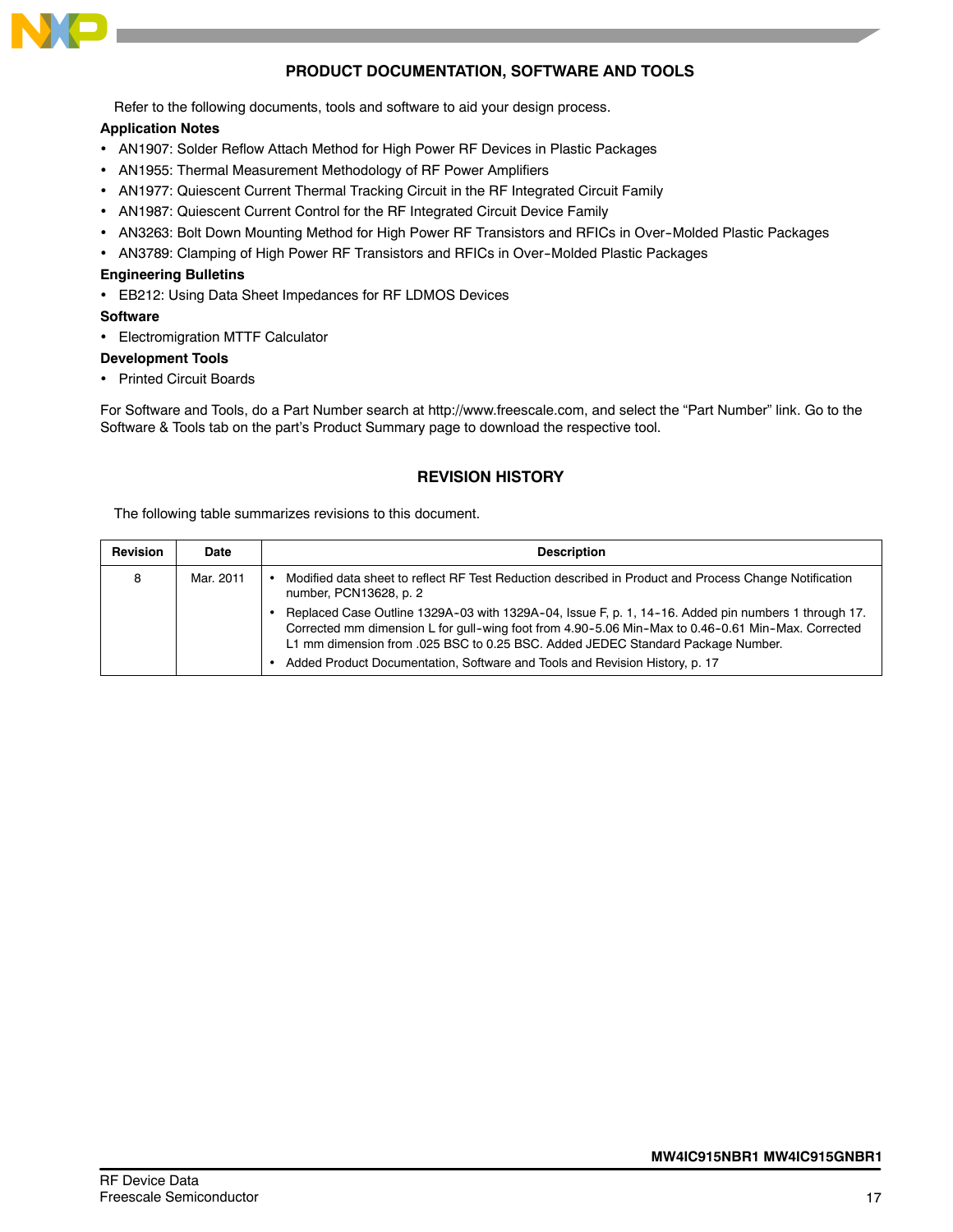## PRODUCT DOCUMENTATION, SOFTWARE AND TOOLS

Refer to the following documents, tools and software to aid your design process.

**Application Notes**

- AN1907: Solder Reflow Attach Method for High Power RF Devices in Plastic Packages
- AN1955: Thermal Measurement Methodology of RF Power Amplifiers
- AN1977: Quiescent Current Thermal Tracking Circuit in the RF Integrated Circuit Family
- AN1987: Quiescent Current Control for the RF Integrated Circuit Device Family
- AN3263: Bolt Down Mounting Method for High Power RF Transistors and RFICs in Over-Molded Plastic Packages
- AN3789: Clamping of High Power RF Transistors and RFICs in Over-Molded Plastic Packages

**Engineering Bulletins**

- EB212: Using Data Sheet Impedances for RF LDMOS Devices

**Software**

- Electromigration MTTF Calculator

**Development Tools**

- Printed Circuit Boards

For Software and Tools, do a Part Number search at http://www.freescale.com, and select the "Part Number" link. Go to the Software & Tools tab on the part's Product Summary page to download the respective tool.

## REVISION HISTORY

The following table summarizes revisions to this document.

| Revision | Date | Description |
| --- | --- | --- |
| 8 | Mar. 2011 | • Modified data sheet to reflect RF Test Reduction described in Product and Process Change Notification number, PCN13628, p. 2<br>• Replaced Case Outline 1329A-03 with 1329A-04, Issue F, p. 1, 14-16. Added pin numbers 1 through 17. Corrected mm dimension L for gull-wing foot from 4.90-5.06 Min-Max to 0.46-0.61 Min-Max. Corrected L1 mm dimension from .025 BSC to 0.25 BSC. Added JEDEC Standard Package Number.<br>• Added Product Documentation, Software and Tools and Revision History, p. 17 |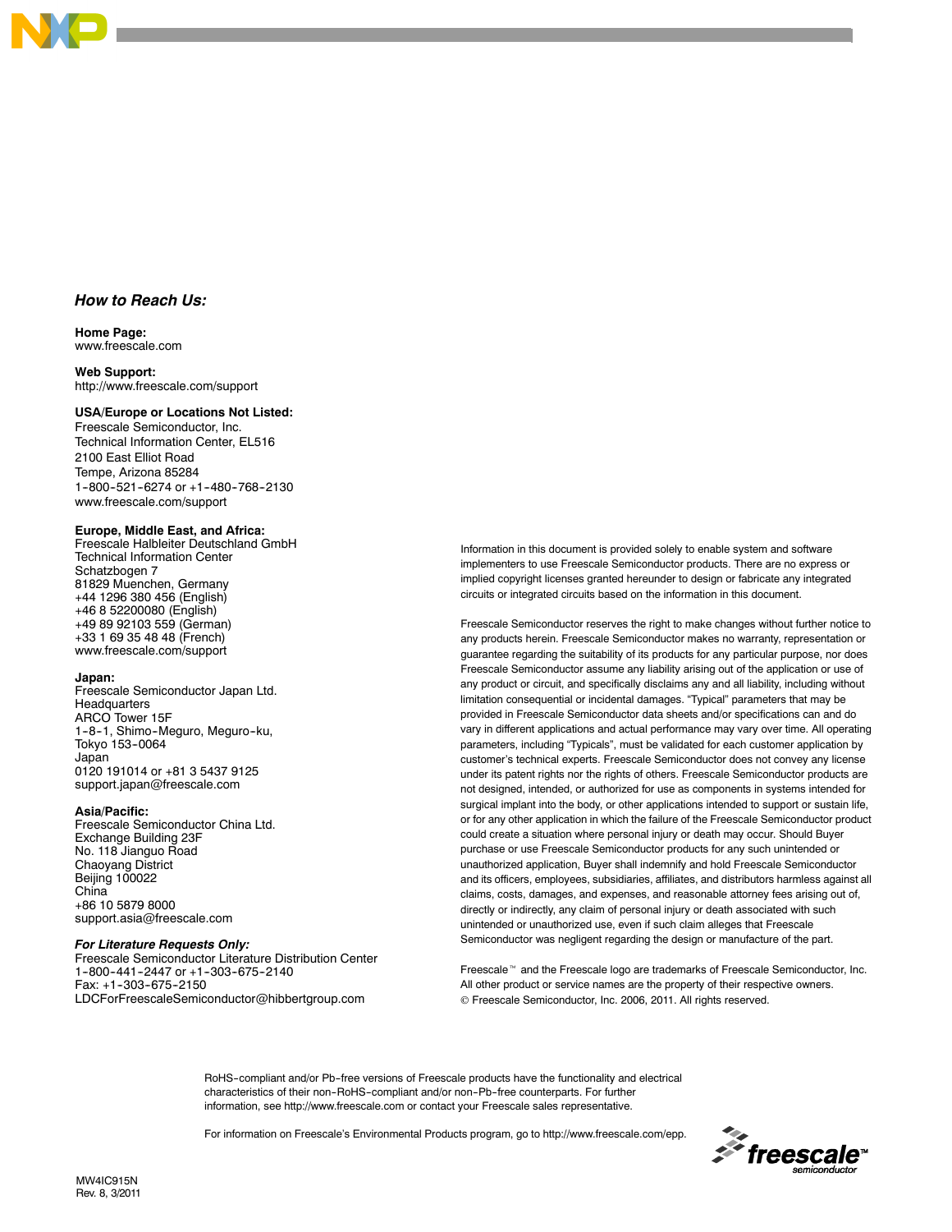*How to Reach Us:*

**Home Page:**
www.freescale.com

**Web Support:**
http://www.freescale.com/support

**USA/Europe or Locations Not Listed:**
Freescale Semiconductor, Inc.
Technical Information Center, EL516
2100 East Elliot Road
Tempe, Arizona 85284
1-800-521-6274 or +1-480-768-2130
www.freescale.com/support

**Europe, Middle East, and Africa:**
Freescale Halbleiter Deutschland GmbH
Technical Information Center
Schatzbogen 7
81829 Muenchen, Germany
+44 1296 380 456 (English)
+46 8 52200080 (English)
+49 89 92103 559 (German)
+33 1 69 35 48 48 (French)
www.freescale.com/support

**Japan:**
Freescale Semiconductor Japan Ltd.
Headquarters
ARCO Tower 15F
1-8-1, Shimo-Meguro, Meguro-ku,
Tokyo 153-0064
Japan
0120 191014 or +81 3 5437 9125
support.japan@freescale.com

**Asia/Pacific:**
Freescale Semiconductor China Ltd.
Exchange Building 23F
No. 118 Jianguo Road
Chaoyang District
Beijing 100022
China
+86 10 5879 8000
support.asia@freescale.com

***For Literature Requests Only:***
Freescale Semiconductor Literature Distribution Center
1-800-441-2447 or +1-303-675-2140
Fax: +1-303-675-2150
LDCForFreescaleSemiconductor@hibbertgroup.com

Information in this document is provided solely to enable system and software implementers to use Freescale Semiconductor products. There are no express or implied copyright licenses granted hereunder to design or fabricate any integrated circuits or integrated circuits based on the information in this document.

Freescale Semiconductor reserves the right to make changes without further notice to any products herein. Freescale Semiconductor makes no warranty, representation or guarantee regarding the suitability of its products for any particular purpose, nor does Freescale Semiconductor assume any liability arising out of the application or use of any product or circuit, and specifically disclaims any and all liability, including without limitation consequential or incidental damages. "Typical" parameters that may be provided in Freescale Semiconductor data sheets and/or specifications can and do vary in different applications and actual performance may vary over time. All operating parameters, including "Typicals", must be validated for each customer application by customer's technical experts. Freescale Semiconductor does not convey any license under its patent rights nor the rights of others. Freescale Semiconductor products are not designed, intended, or authorized for use as components in systems intended for surgical implant into the body, or other applications intended to support or sustain life, or for any other application in which the failure of the Freescale Semiconductor product could create a situation where personal injury or death may occur. Should Buyer purchase or use Freescale Semiconductor products for any such unintended or unauthorized application, Buyer shall indemnify and hold Freescale Semiconductor and its officers, employees, subsidiaries, affiliates, and distributors harmless against all claims, costs, damages, and expenses, and reasonable attorney fees arising out of, directly or indirectly, any claim of personal injury or death associated with such unintended or unauthorized use, even if such claim alleges that Freescale Semiconductor was negligent regarding the design or manufacture of the part.

Freescale™ and the Freescale logo are trademarks of Freescale Semiconductor, Inc. All other product or service names are the property of their respective owners.
© Freescale Semiconductor, Inc. 2006, 2011. All rights reserved.

RoHS-compliant and/or Pb-free versions of Freescale products have the functionality and electrical characteristics of their non-RoHS-compliant and/or non-Pb-free counterparts. For further information, see http://www.freescale.com or contact your Freescale sales representative.

For information on Freescale's Environmental Products program, go to http://www.freescale.com/epp.

MW4IC915N
Rev. 8, 3/2011